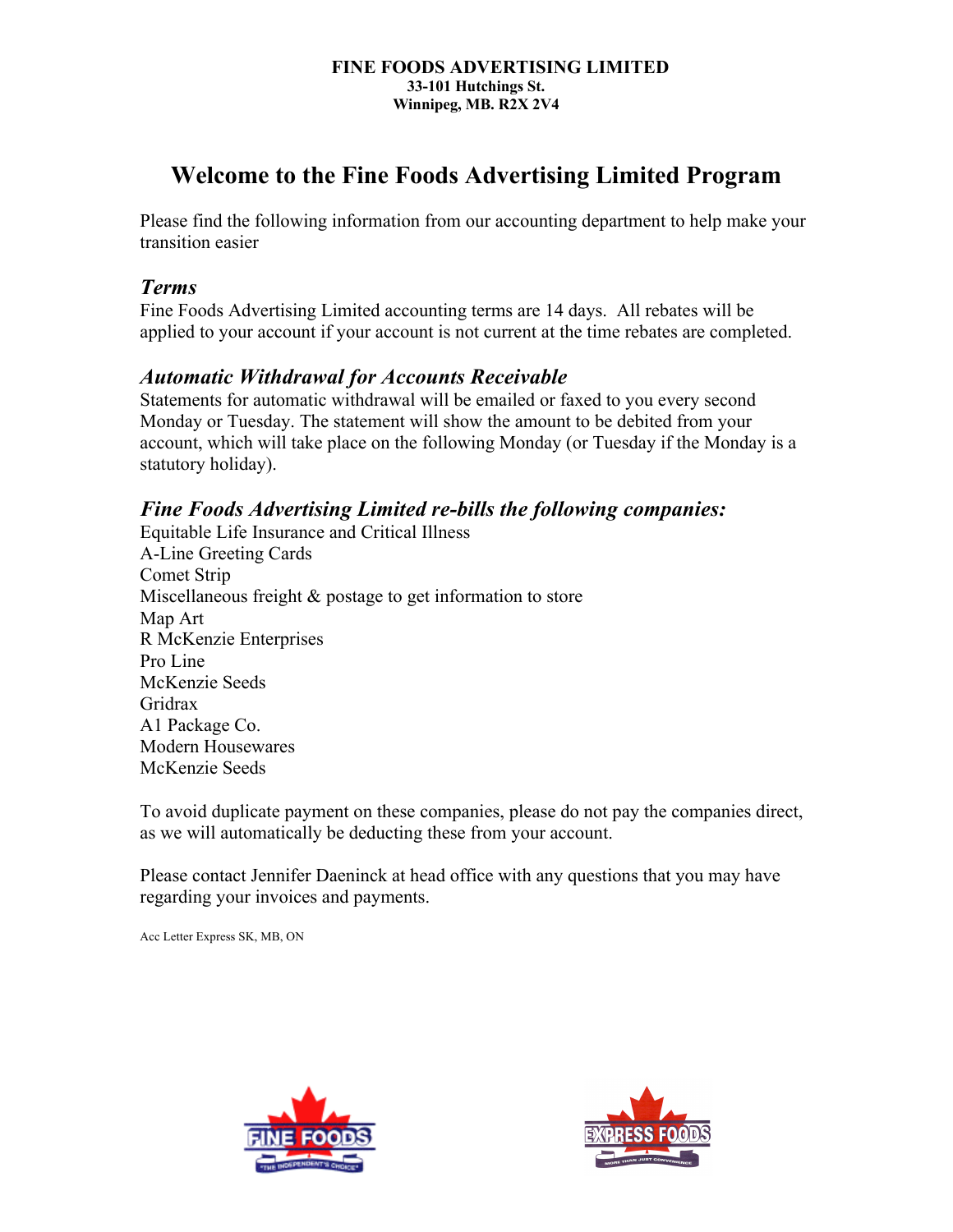**FINE FOODS ADVERTISING LIMITED**
**33-101 Hutchings St.**
**Winnipeg, MB. R2X 2V4**

# Welcome to the Fine Foods Advertising Limited Program

Please find the following information from our accounting department to help make your transition easier

## *Terms*

Fine Foods Advertising Limited accounting terms are 14 days. All rebates will be applied to your account if your account is not current at the time rebates are completed.

## *Automatic Withdrawal for Accounts Receivable*

Statements for automatic withdrawal will be emailed or faxed to you every second Monday or Tuesday. The statement will show the amount to be debited from your account, which will take place on the following Monday (or Tuesday if the Monday is a statutory holiday).

## *Fine Foods Advertising Limited re-bills the following companies:*

Equitable Life Insurance and Critical Illness
A-Line Greeting Cards
Comet Strip
Miscellaneous freight & postage to get information to store
Map Art
R McKenzie Enterprises
Pro Line
McKenzie Seeds
Gridrax
A1 Package Co.
Modern Housewares
McKenzie Seeds

To avoid duplicate payment on these companies, please do not pay the companies direct, as we will automatically be deducting these from your account.

Please contact Jennifer Daeninck at head office with any questions that you may have regarding your invoices and payments.

Acc Letter Express SK, MB, ON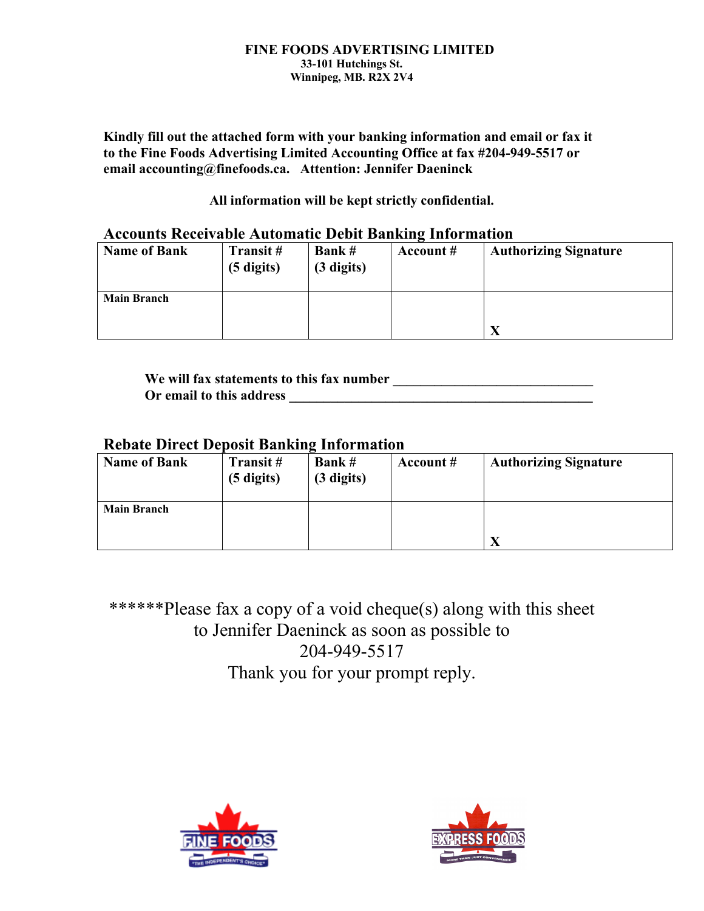**FINE FOODS ADVERTISING LIMITED**
**33-101 Hutchings St.**
**Winnipeg, MB. R2X 2V4**

**Kindly fill out the attached form with your banking information and email or fax it to the Fine Foods Advertising Limited Accounting Office at fax #204-949-5517 or email accounting@finefoods.ca. Attention: Jennifer Daeninck**

**All information will be kept strictly confidential.**

## Accounts Receivable Automatic Debit Banking Information

| Name of Bank | Transit # (5 digits) | Bank # (3 digits) | Account # | Authorizing Signature |
|---|---|---|---|---|
| Main Branch | | | | X |

**We will fax statements to this fax number ______________________________**
**Or email to this address ______________________________________________**

## Rebate Direct Deposit Banking Information

| Name of Bank | Transit # (5 digits) | Bank # (3 digits) | Account # | Authorizing Signature |
|---|---|---|---|---|
| Main Branch | | | | X |

******Please fax a copy of a void cheque(s) along with this sheet to Jennifer Daeninck as soon as possible to 204-949-5517

Thank you for your prompt reply.

FINE FOODS "THE INDEPENDENT'S CHOICE"

EXPRESS FOODS MORE THAN JUST CONVENIENCE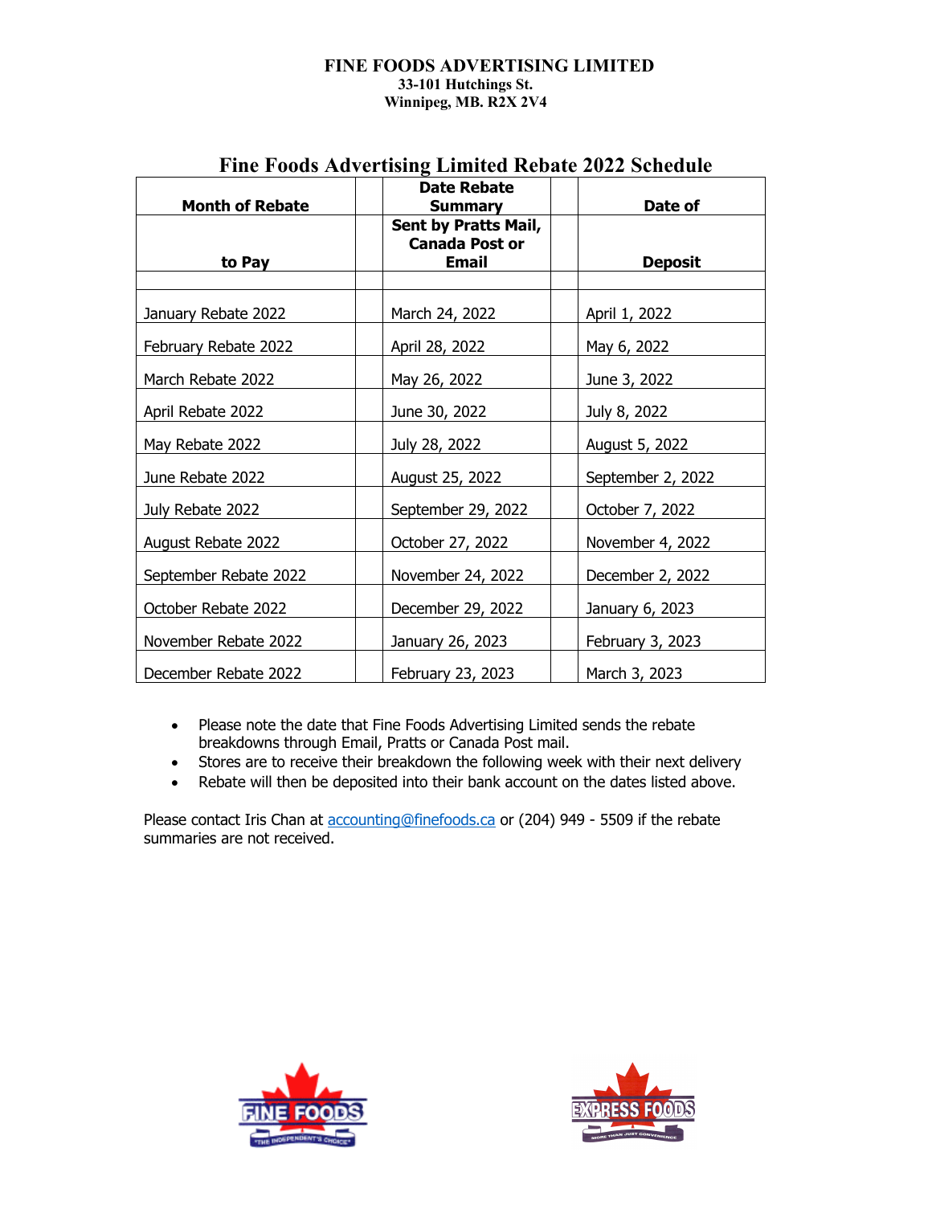**FINE FOODS ADVERTISING LIMITED**
**33-101 Hutchings St.**
**Winnipeg, MB. R2X 2V4**

## Fine Foods Advertising Limited Rebate 2022 Schedule

| Month of Rebate to Pay | | Date Rebate Summary Sent by Pratts Mail, Canada Post or Email | | Date of Deposit |
|---|---|---|---|---|
| January Rebate 2022 | | March 24, 2022 | | April 1, 2022 |
| February Rebate 2022 | | April 28, 2022 | | May 6, 2022 |
| March Rebate 2022 | | May 26, 2022 | | June 3, 2022 |
| April Rebate 2022 | | June 30, 2022 | | July 8, 2022 |
| May Rebate 2022 | | July 28, 2022 | | August 5, 2022 |
| June Rebate 2022 | | August 25, 2022 | | September 2, 2022 |
| July Rebate 2022 | | September 29, 2022 | | October 7, 2022 |
| August Rebate 2022 | | October 27, 2022 | | November 4, 2022 |
| September Rebate 2022 | | November 24, 2022 | | December 2, 2022 |
| October Rebate 2022 | | December 29, 2022 | | January 6, 2023 |
| November Rebate 2022 | | January 26, 2023 | | February 3, 2023 |
| December Rebate 2022 | | February 23, 2023 | | March 3, 2023 |

- Please note the date that Fine Foods Advertising Limited sends the rebate breakdowns through Email, Pratts or Canada Post mail.
- Stores are to receive their breakdown the following week with their next delivery
- Rebate will then be deposited into their bank account on the dates listed above.

Please contact Iris Chan at accounting@finefoods.ca or (204) 949 - 5509 if the rebate summaries are not received.